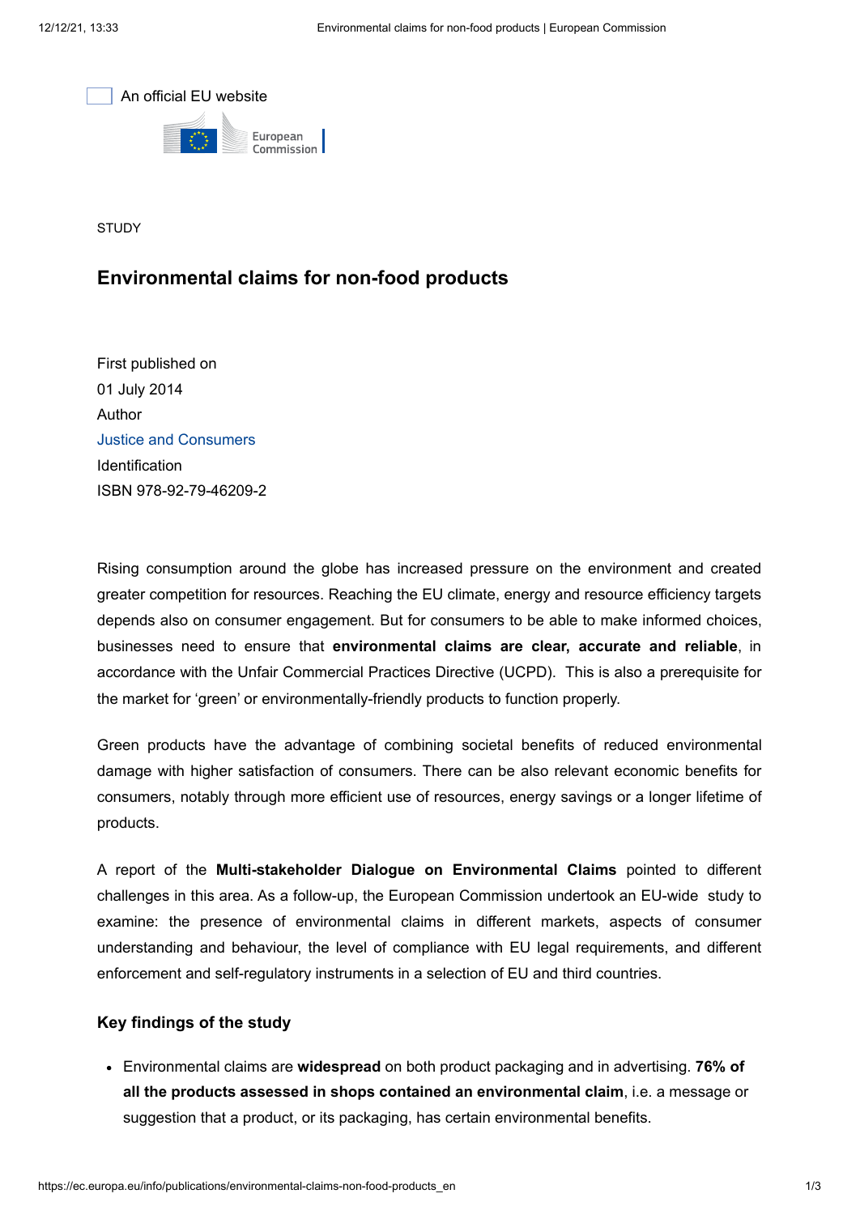An official EU website

STUDY

# Environmental claims for non-food products

First published on
01 July 2014
Author
Justice and Consumers
Identification
ISBN 978-92-79-46209-2

Rising consumption around the globe has increased pressure on the environment and created greater competition for resources. Reaching the EU climate, energy and resource efficiency targets depends also on consumer engagement. But for consumers to be able to make informed choices, businesses need to ensure that **environmental claims are clear, accurate and reliable**, in accordance with the Unfair Commercial Practices Directive (UCPD). This is also a prerequisite for the market for 'green' or environmentally-friendly products to function properly.

Green products have the advantage of combining societal benefits of reduced environmental damage with higher satisfaction of consumers. There can be also relevant economic benefits for consumers, notably through more efficient use of resources, energy savings or a longer lifetime of products.

A report of the **Multi-stakeholder Dialogue on Environmental Claims** pointed to different challenges in this area. As a follow-up, the European Commission undertook an EU-wide study to examine: the presence of environmental claims in different markets, aspects of consumer understanding and behaviour, the level of compliance with EU legal requirements, and different enforcement and self-regulatory instruments in a selection of EU and third countries.

### Key findings of the study

- Environmental claims are **widespread** on both product packaging and in advertising. **76% of all the products assessed in shops contained an environmental claim**, i.e. a message or suggestion that a product, or its packaging, has certain environmental benefits.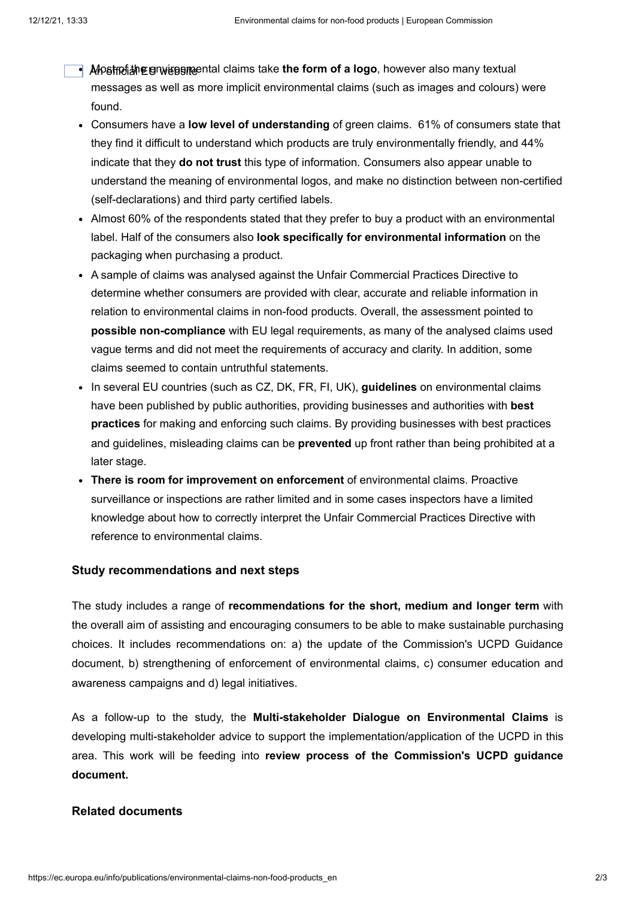- Most of the environmental claims take **the form of a logo**, however also many textual messages as well as more implicit environmental claims (such as images and colours) were found.
- Consumers have a **low level of understanding** of green claims. 61% of consumers state that they find it difficult to understand which products are truly environmentally friendly, and 44% indicate that they **do not trust** this type of information. Consumers also appear unable to understand the meaning of environmental logos, and make no distinction between non-certified (self-declarations) and third party certified labels.
- Almost 60% of the respondents stated that they prefer to buy a product with an environmental label. Half of the consumers also **look specifically for environmental information** on the packaging when purchasing a product.
- A sample of claims was analysed against the Unfair Commercial Practices Directive to determine whether consumers are provided with clear, accurate and reliable information in relation to environmental claims in non-food products. Overall, the assessment pointed to **possible non-compliance** with EU legal requirements, as many of the analysed claims used vague terms and did not meet the requirements of accuracy and clarity. In addition, some claims seemed to contain untruthful statements.
- In several EU countries (such as CZ, DK, FR, FI, UK), **guidelines** on environmental claims have been published by public authorities, providing businesses and authorities with **best practices** for making and enforcing such claims. By providing businesses with best practices and guidelines, misleading claims can be **prevented** up front rather than being prohibited at a later stage.
- **There is room for improvement on enforcement** of environmental claims. Proactive surveillance or inspections are rather limited and in some cases inspectors have a limited knowledge about how to correctly interpret the Unfair Commercial Practices Directive with reference to environmental claims.

### Study recommendations and next steps

The study includes a range of **recommendations for the short, medium and longer term** with the overall aim of assisting and encouraging consumers to be able to make sustainable purchasing choices. It includes recommendations on: a) the update of the Commission's UCPD Guidance document, b) strengthening of enforcement of environmental claims, c) consumer education and awareness campaigns and d) legal initiatives.

As a follow-up to the study, the **Multi-stakeholder Dialogue on Environmental Claims** is developing multi-stakeholder advice to support the implementation/application of the UCPD in this area. This work will be feeding into **review process of the Commission's UCPD guidance document.**

### Related documents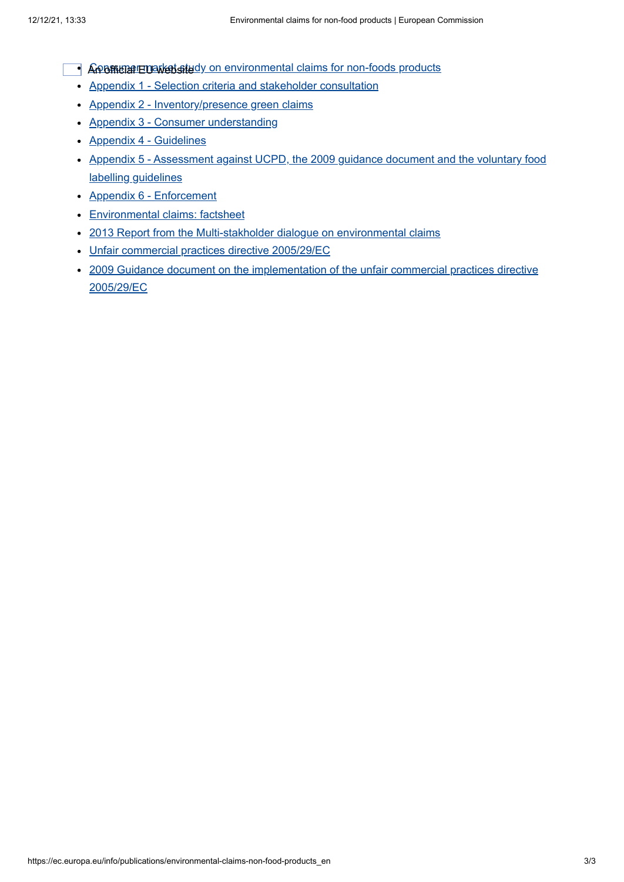- Consumer market study on environmental claims for non-foods products
- Appendix 1 - Selection criteria and stakeholder consultation
- Appendix 2 - Inventory/presence green claims
- Appendix 3 - Consumer understanding
- Appendix 4 - Guidelines
- Appendix 5 - Assessment against UCPD, the 2009 guidance document and the voluntary food labelling guidelines
- Appendix 6 - Enforcement
- Environmental claims: factsheet
- 2013 Report from the Multi-stakholder dialogue on environmental claims
- Unfair commercial practices directive 2005/29/EC
- 2009 Guidance document on the implementation of the unfair commercial practices directive 2005/29/EC